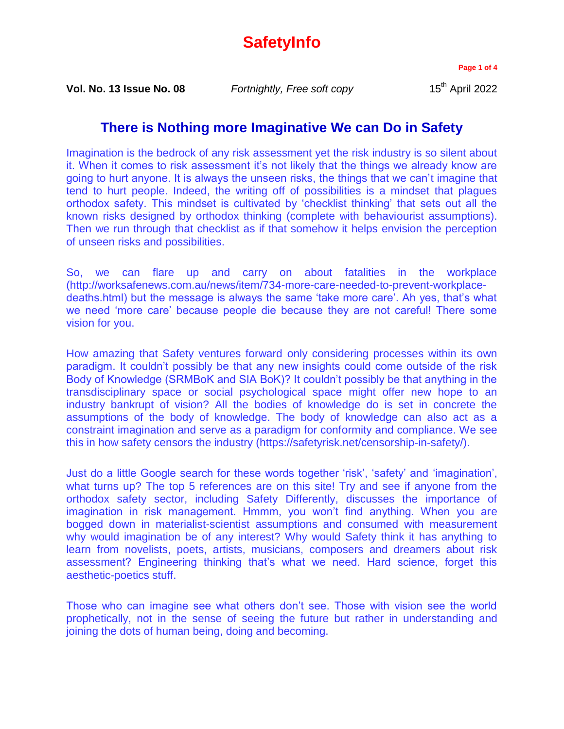# SafetyInfo

**Vol. No. 13 Issue No. 08** *Fortnightly, Free soft copy* 15th April 2022

## There is Nothing more Imaginative We can Do in Safety

Imagination is the bedrock of any risk assessment yet the risk industry is so silent about it. When it comes to risk assessment it's not likely that the things we already know are going to hurt anyone. It is always the unseen risks, the things that we can't imagine that tend to hurt people. Indeed, the writing off of possibilities is a mindset that plagues orthodox safety. This mindset is cultivated by 'checklist thinking' that sets out all the known risks designed by orthodox thinking (complete with behaviourist assumptions). Then we run through that checklist as if that somehow it helps envision the perception of unseen risks and possibilities.

So, we can flare up and carry on about fatalities in the workplace (http://worksafenews.com.au/news/item/734-more-care-needed-to-prevent-workplace-deaths.html) but the message is always the same 'take more care'. Ah yes, that's what we need 'more care' because people die because they are not careful! There some vision for you.

How amazing that Safety ventures forward only considering processes within its own paradigm. It couldn't possibly be that any new insights could come outside of the risk Body of Knowledge (SRMBoK and SIA BoK)? It couldn't possibly be that anything in the transdisciplinary space or social psychological space might offer new hope to an industry bankrupt of vision? All the bodies of knowledge do is set in concrete the assumptions of the body of knowledge. The body of knowledge can also act as a constraint imagination and serve as a paradigm for conformity and compliance. We see this in how safety censors the industry (https://safetyrisk.net/censorship-in-safety/).

Just do a little Google search for these words together 'risk', 'safety' and 'imagination', what turns up? The top 5 references are on this site! Try and see if anyone from the orthodox safety sector, including Safety Differently, discusses the importance of imagination in risk management. Hmmm, you won't find anything. When you are bogged down in materialist-scientist assumptions and consumed with measurement why would imagination be of any interest? Why would Safety think it has anything to learn from novelists, poets, artists, musicians, composers and dreamers about risk assessment? Engineering thinking that's what we need. Hard science, forget this aesthetic-poetics stuff.

Those who can imagine see what others don't see. Those with vision see the world prophetically, not in the sense of seeing the future but rather in understanding and joining the dots of human being, doing and becoming.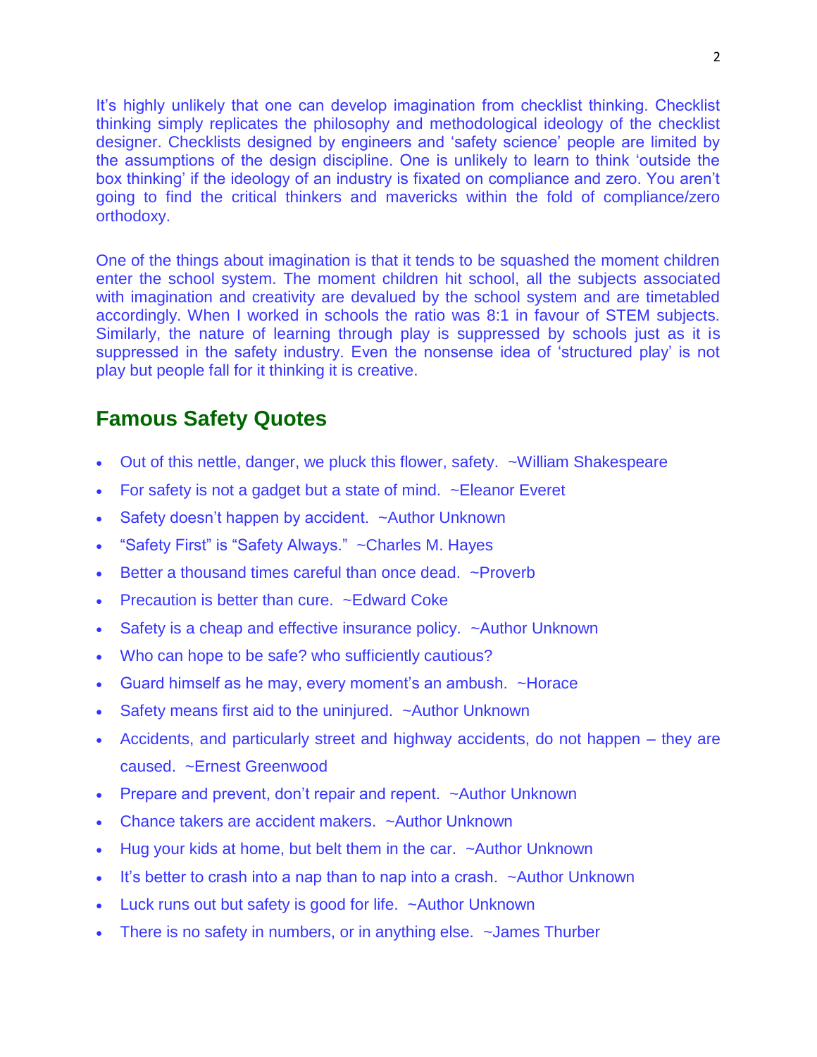It's highly unlikely that one can develop imagination from checklist thinking. Checklist thinking simply replicates the philosophy and methodological ideology of the checklist designer. Checklists designed by engineers and 'safety science' people are limited by the assumptions of the design discipline. One is unlikely to learn to think 'outside the box thinking' if the ideology of an industry is fixated on compliance and zero. You aren't going to find the critical thinkers and mavericks within the fold of compliance/zero orthodoxy.

One of the things about imagination is that it tends to be squashed the moment children enter the school system. The moment children hit school, all the subjects associated with imagination and creativity are devalued by the school system and are timetabled accordingly. When I worked in schools the ratio was 8:1 in favour of STEM subjects. Similarly, the nature of learning through play is suppressed by schools just as it is suppressed in the safety industry. Even the nonsense idea of 'structured play' is not play but people fall for it thinking it is creative.

## Famous Safety Quotes

- Out of this nettle, danger, we pluck this flower, safety. ~William Shakespeare
- For safety is not a gadget but a state of mind. ~Eleanor Everet
- Safety doesn't happen by accident. ~Author Unknown
- "Safety First" is "Safety Always." ~Charles M. Hayes
- Better a thousand times careful than once dead. ~Proverb
- Precaution is better than cure. ~Edward Coke
- Safety is a cheap and effective insurance policy. ~Author Unknown
- Who can hope to be safe? who sufficiently cautious?
- Guard himself as he may, every moment's an ambush. ~Horace
- Safety means first aid to the uninjured. ~Author Unknown
- Accidents, and particularly street and highway accidents, do not happen – they are caused. ~Ernest Greenwood
- Prepare and prevent, don't repair and repent. ~Author Unknown
- Chance takers are accident makers. ~Author Unknown
- Hug your kids at home, but belt them in the car. ~Author Unknown
- It's better to crash into a nap than to nap into a crash. ~Author Unknown
- Luck runs out but safety is good for life. ~Author Unknown
- There is no safety in numbers, or in anything else. ~James Thurber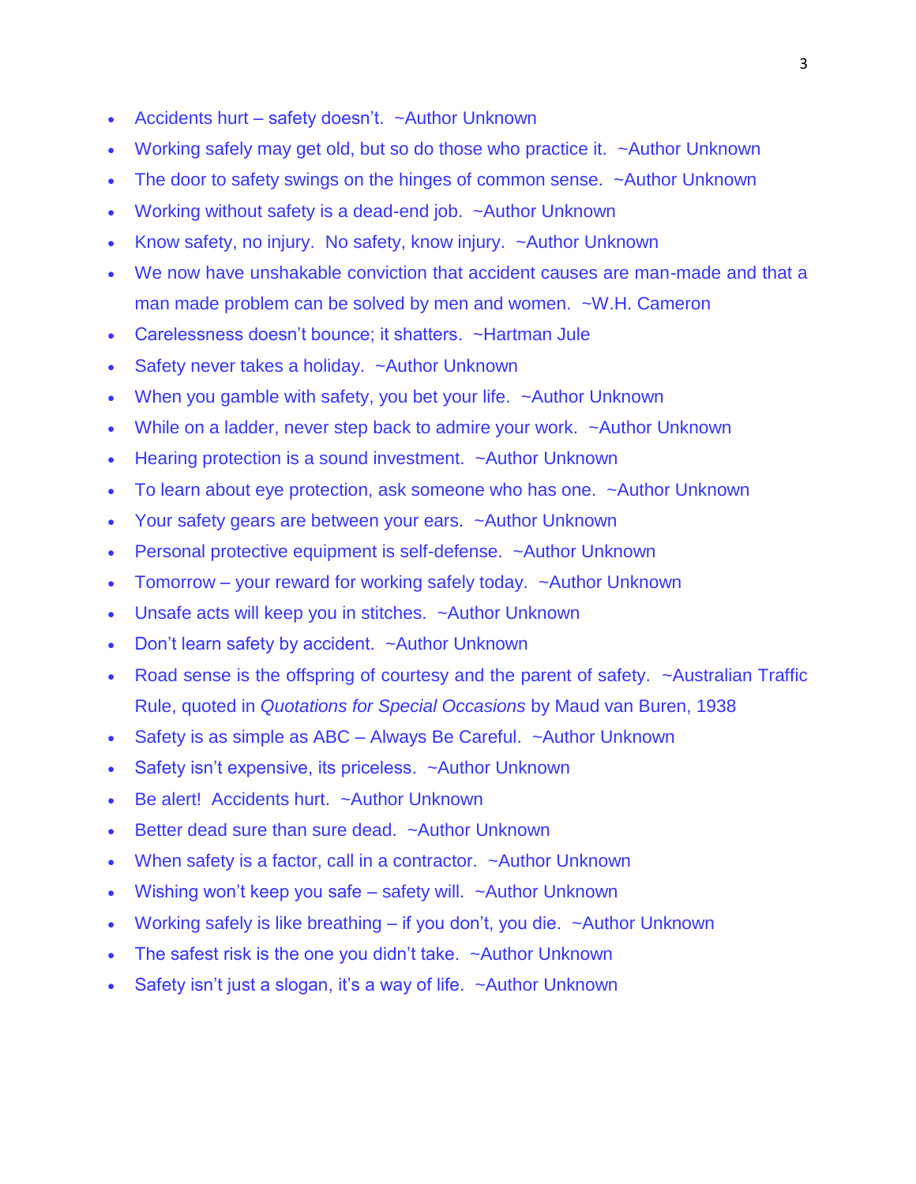- Accidents hurt – safety doesn't. ~Author Unknown
- Working safely may get old, but so do those who practice it. ~Author Unknown
- The door to safety swings on the hinges of common sense. ~Author Unknown
- Working without safety is a dead-end job. ~Author Unknown
- Know safety, no injury. No safety, know injury. ~Author Unknown
- We now have unshakable conviction that accident causes are man-made and that a man made problem can be solved by men and women. ~W.H. Cameron
- Carelessness doesn't bounce; it shatters. ~Hartman Jule
- Safety never takes a holiday. ~Author Unknown
- When you gamble with safety, you bet your life. ~Author Unknown
- While on a ladder, never step back to admire your work. ~Author Unknown
- Hearing protection is a sound investment. ~Author Unknown
- To learn about eye protection, ask someone who has one. ~Author Unknown
- Your safety gears are between your ears. ~Author Unknown
- Personal protective equipment is self-defense. ~Author Unknown
- Tomorrow – your reward for working safely today. ~Author Unknown
- Unsafe acts will keep you in stitches. ~Author Unknown
- Don't learn safety by accident. ~Author Unknown
- Road sense is the offspring of courtesy and the parent of safety. ~Australian Traffic Rule, quoted in *Quotations for Special Occasions* by Maud van Buren, 1938
- Safety is as simple as ABC – Always Be Careful. ~Author Unknown
- Safety isn't expensive, its priceless. ~Author Unknown
- Be alert! Accidents hurt. ~Author Unknown
- Better dead sure than sure dead. ~Author Unknown
- When safety is a factor, call in a contractor. ~Author Unknown
- Wishing won't keep you safe – safety will. ~Author Unknown
- Working safely is like breathing – if you don't, you die. ~Author Unknown
- The safest risk is the one you didn't take. ~Author Unknown
- Safety isn't just a slogan, it's a way of life. ~Author Unknown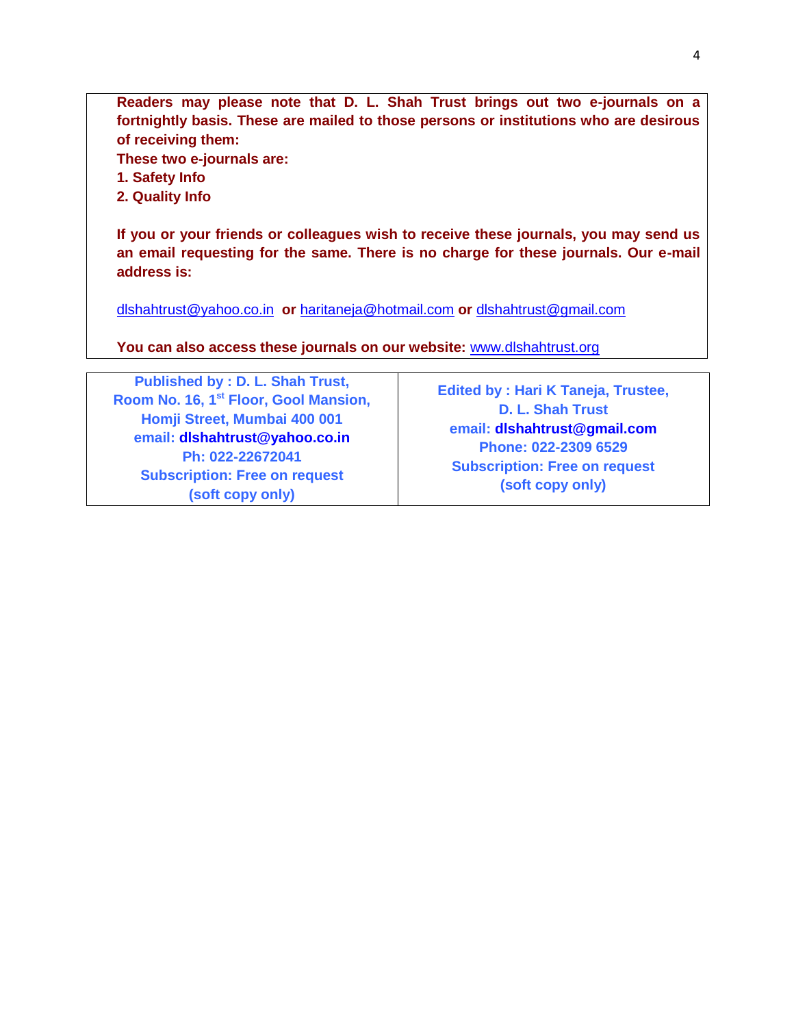**Readers may please note that D. L. Shah Trust brings out two e-journals on a fortnightly basis. These are mailed to those persons or institutions who are desirous of receiving them:**

**These two e-journals are:**

**1. Safety Info**

**2. Quality Info**

**If you or your friends or colleagues wish to receive these journals, you may send us an email requesting for the same. There is no charge for these journals. Our e-mail address is:**

dlshahtrust@yahoo.co.in **or** haritaneja@hotmail.com **or** dlshahtrust@gmail.com

**You can also access these journals on our website:** www.dlshahtrust.org

| | |
|---|---|
| **Published by : D. L. Shah Trust, Room No. 16, 1st Floor, Gool Mansion, Homji Street, Mumbai 400 001 email: dlshahtrust@yahoo.co.in Ph: 022-22672041 Subscription: Free on request (soft copy only)** | **Edited by : Hari K Taneja, Trustee, D. L. Shah Trust email: dlshahtrust@gmail.com Phone: 022-2309 6529 Subscription: Free on request (soft copy only)** |